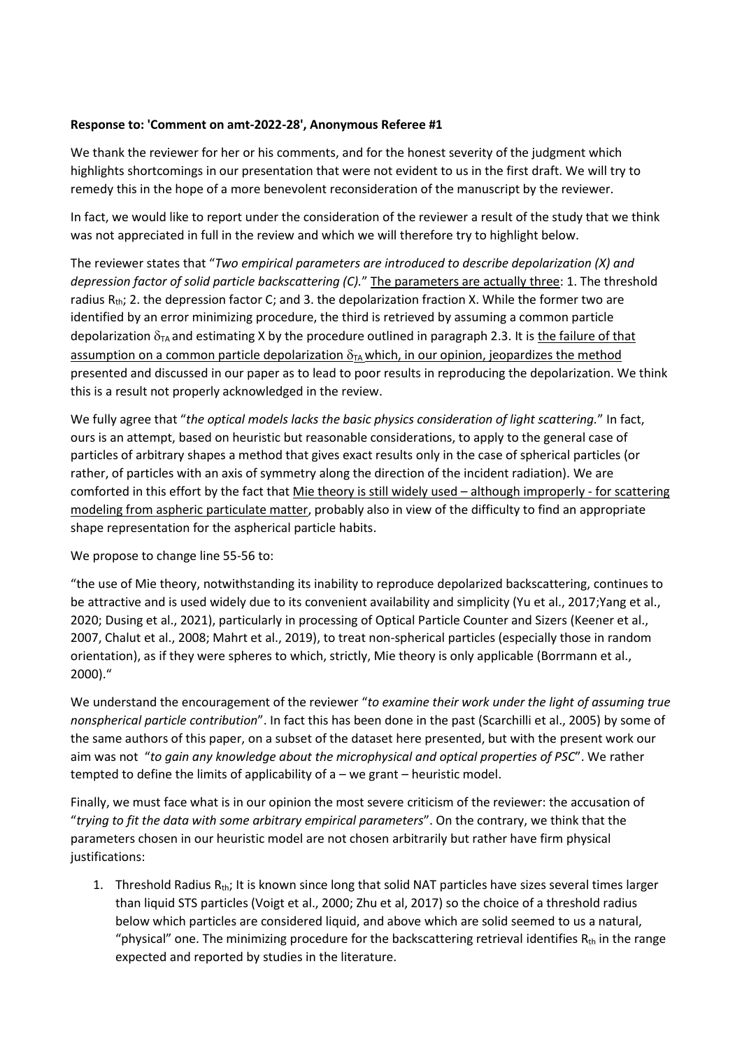**Response to: 'Comment on amt-2022-28', Anonymous Referee #1**

We thank the reviewer for her or his comments, and for the honest severity of the judgment which highlights shortcomings in our presentation that were not evident to us in the first draft. We will try to remedy this in the hope of a more benevolent reconsideration of the manuscript by the reviewer.

In fact, we would like to report under the consideration of the reviewer a result of the study that we think was not appreciated in full in the review and which we will therefore try to highlight below.

The reviewer states that "*Two empirical parameters are introduced to describe depolarization (X) and depression factor of solid particle backscattering (C).*" The parameters are actually three: 1. The threshold radius $R_{th}$; 2. the depression factor C; and 3. the depolarization fraction X. While the former two are identified by an error minimizing procedure, the third is retrieved by assuming a common particle depolarization $\delta_{TA}$ and estimating X by the procedure outlined in paragraph 2.3. It is the failure of that assumption on a common particle depolarization $\delta_{TA}$ which, in our opinion, jeopardizes the method presented and discussed in our paper as to lead to poor results in reproducing the depolarization. We think this is a result not properly acknowledged in the review.

We fully agree that "*the optical models lacks the basic physics consideration of light scattering.*" In fact, ours is an attempt, based on heuristic but reasonable considerations, to apply to the general case of particles of arbitrary shapes a method that gives exact results only in the case of spherical particles (or rather, of particles with an axis of symmetry along the direction of the incident radiation). We are comforted in this effort by the fact that Mie theory is still widely used – although improperly - for scattering modeling from aspheric particulate matter, probably also in view of the difficulty to find an appropriate shape representation for the aspherical particle habits.

We propose to change line 55-56 to:

"the use of Mie theory, notwithstanding its inability to reproduce depolarized backscattering, continues to be attractive and is used widely due to its convenient availability and simplicity (Yu et al., 2017;Yang et al., 2020; Dusing et al., 2021), particularly in processing of Optical Particle Counter and Sizers (Keener et al., 2007, Chalut et al., 2008; Mahrt et al., 2019), to treat non-spherical particles (especially those in random orientation), as if they were spheres to which, strictly, Mie theory is only applicable (Borrmann et al., 2000)."

We understand the encouragement of the reviewer "*to examine their work under the light of assuming true nonspherical particle contribution*". In fact this has been done in the past (Scarchilli et al., 2005) by some of the same authors of this paper, on a subset of the dataset here presented, but with the present work our aim was not "*to gain any knowledge about the microphysical and optical properties of PSC*". We rather tempted to define the limits of applicability of a – we grant – heuristic model.

Finally, we must face what is in our opinion the most severe criticism of the reviewer: the accusation of "*trying to fit the data with some arbitrary empirical parameters*". On the contrary, we think that the parameters chosen in our heuristic model are not chosen arbitrarily but rather have firm physical justifications:

1. Threshold Radius $R_{th}$; It is known since long that solid NAT particles have sizes several times larger than liquid STS particles (Voigt et al., 2000; Zhu et al, 2017) so the choice of a threshold radius below which particles are considered liquid, and above which are solid seemed to us a natural, "physical" one. The minimizing procedure for the backscattering retrieval identifies $R_{th}$ in the range expected and reported by studies in the literature.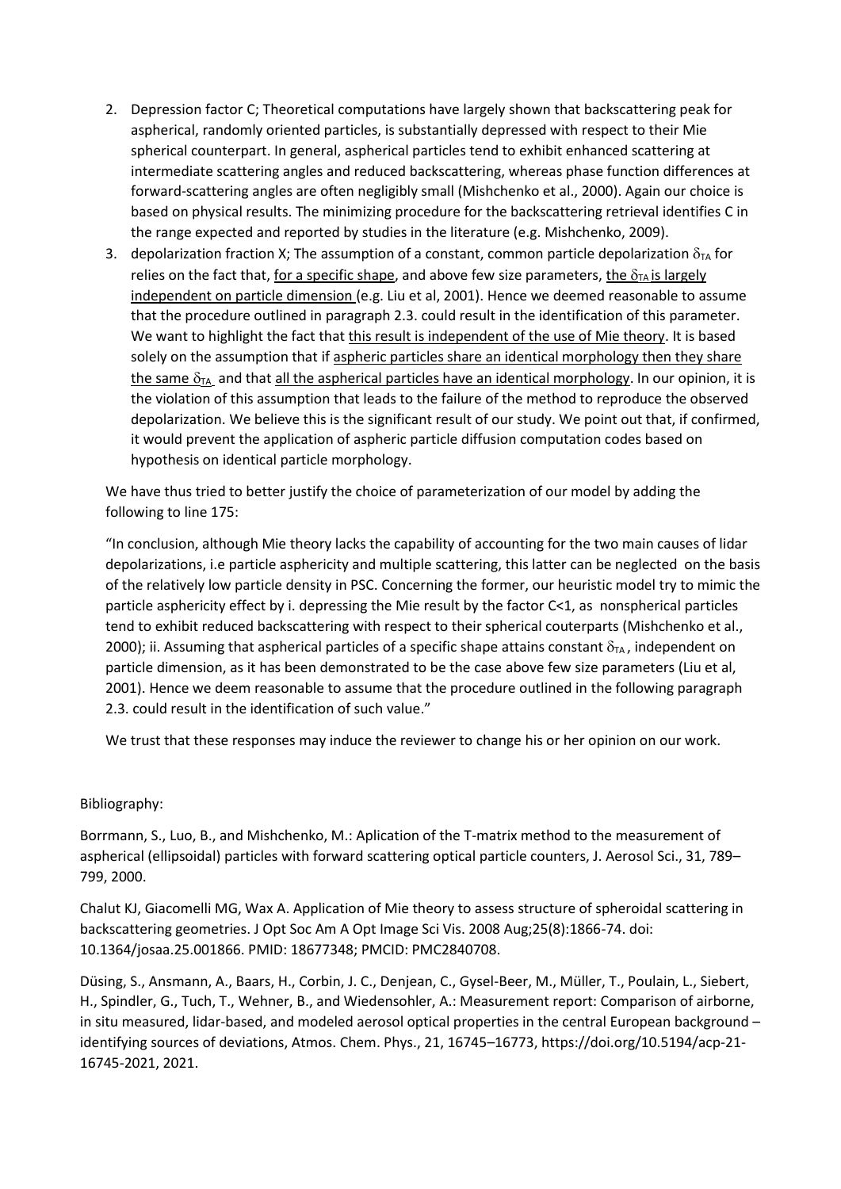2. Depression factor C; Theoretical computations have largely shown that backscattering peak for aspherical, randomly oriented particles, is substantially depressed with respect to their Mie spherical counterpart. In general, aspherical particles tend to exhibit enhanced scattering at intermediate scattering angles and reduced backscattering, whereas phase function differences at forward-scattering angles are often negligibly small (Mishchenko et al., 2000). Again our choice is based on physical results. The minimizing procedure for the backscattering retrieval identifies C in the range expected and reported by studies in the literature (e.g. Mishchenko, 2009).
3. depolarization fraction X; The assumption of a constant, common particle depolarization $\delta_{TA}$ for relies on the fact that, <u>for a specific shape</u>, and above few size parameters, <u>the $\delta_{TA}$ is largely independent on particle dimension</u> (e.g. Liu et al, 2001). Hence we deemed reasonable to assume that the procedure outlined in paragraph 2.3. could result in the identification of this parameter. We want to highlight the fact that <u>this result is independent of the use of Mie theory</u>. It is based solely on the assumption that if <u>aspheric particles share an identical morphology then they share the same $\delta_{TA}$</u> and that <u>all the aspherical particles have an identical morphology</u>. In our opinion, it is the violation of this assumption that leads to the failure of the method to reproduce the observed depolarization. We believe this is the significant result of our study. We point out that, if confirmed, it would prevent the application of aspheric particle diffusion computation codes based on hypothesis on identical particle morphology.

We have thus tried to better justify the choice of parameterization of our model by adding the following to line 175:

"In conclusion, although Mie theory lacks the capability of accounting for the two main causes of lidar depolarizations, i.e particle asphericity and multiple scattering, this latter can be neglected on the basis of the relatively low particle density in PSC. Concerning the former, our heuristic model try to mimic the particle asphericity effect by i. depressing the Mie result by the factor C<1, as nonspherical particles tend to exhibit reduced backscattering with respect to their spherical couterparts (Mishchenko et al., 2000); ii. Assuming that aspherical particles of a specific shape attains constant $\delta_{TA}$, independent on particle dimension, as it has been demonstrated to be the case above few size parameters (Liu et al, 2001). Hence we deem reasonable to assume that the procedure outlined in the following paragraph 2.3. could result in the identification of such value."

We trust that these responses may induce the reviewer to change his or her opinion on our work.

Bibliography:

Borrmann, S., Luo, B., and Mishchenko, M.: Aplication of the T-matrix method to the measurement of aspherical (ellipsoidal) particles with forward scattering optical particle counters, J. Aerosol Sci., 31, 789–799, 2000.

Chalut KJ, Giacomelli MG, Wax A. Application of Mie theory to assess structure of spheroidal scattering in backscattering geometries. J Opt Soc Am A Opt Image Sci Vis. 2008 Aug;25(8):1866-74. doi: 10.1364/josaa.25.001866. PMID: 18677348; PMCID: PMC2840708.

Düsing, S., Ansmann, A., Baars, H., Corbin, J. C., Denjean, C., Gysel-Beer, M., Müller, T., Poulain, L., Siebert, H., Spindler, G., Tuch, T., Wehner, B., and Wiedensohler, A.: Measurement report: Comparison of airborne, in situ measured, lidar-based, and modeled aerosol optical properties in the central European background – identifying sources of deviations, Atmos. Chem. Phys., 21, 16745–16773, https://doi.org/10.5194/acp-21-16745-2021, 2021.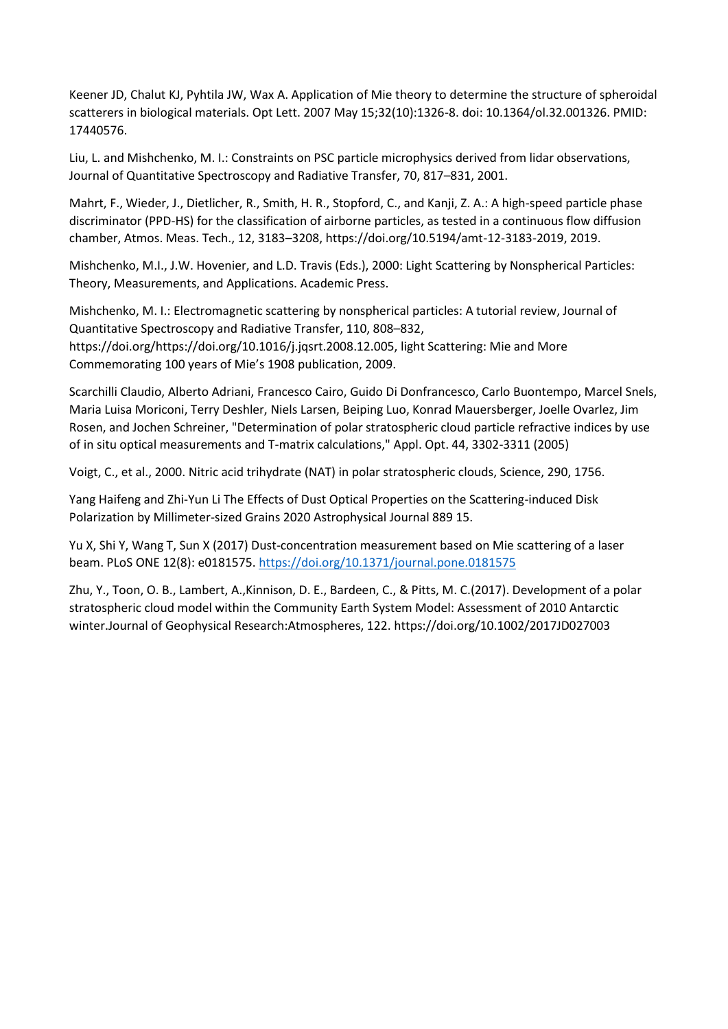Keener JD, Chalut KJ, Pyhtila JW, Wax A. Application of Mie theory to determine the structure of spheroidal scatterers in biological materials. Opt Lett. 2007 May 15;32(10):1326-8. doi: 10.1364/ol.32.001326. PMID: 17440576.

Liu, L. and Mishchenko, M. I.: Constraints on PSC particle microphysics derived from lidar observations, Journal of Quantitative Spectroscopy and Radiative Transfer, 70, 817–831, 2001.

Mahrt, F., Wieder, J., Dietlicher, R., Smith, H. R., Stopford, C., and Kanji, Z. A.: A high-speed particle phase discriminator (PPD-HS) for the classification of airborne particles, as tested in a continuous flow diffusion chamber, Atmos. Meas. Tech., 12, 3183–3208, https://doi.org/10.5194/amt-12-3183-2019, 2019.

Mishchenko, M.I., J.W. Hovenier, and L.D. Travis (Eds.), 2000: Light Scattering by Nonspherical Particles: Theory, Measurements, and Applications. Academic Press.

Mishchenko, M. I.: Electromagnetic scattering by nonspherical particles: A tutorial review, Journal of Quantitative Spectroscopy and Radiative Transfer, 110, 808–832, https://doi.org/https://doi.org/10.1016/j.jqsrt.2008.12.005, light Scattering: Mie and More Commemorating 100 years of Mie's 1908 publication, 2009.

Scarchilli Claudio, Alberto Adriani, Francesco Cairo, Guido Di Donfrancesco, Carlo Buontempo, Marcel Snels, Maria Luisa Moriconi, Terry Deshler, Niels Larsen, Beiping Luo, Konrad Mauersberger, Joelle Ovarlez, Jim Rosen, and Jochen Schreiner, "Determination of polar stratospheric cloud particle refractive indices by use of in situ optical measurements and T-matrix calculations," Appl. Opt. 44, 3302-3311 (2005)

Voigt, C., et al., 2000. Nitric acid trihydrate (NAT) in polar stratospheric clouds, Science, 290, 1756.

Yang Haifeng and Zhi-Yun Li The Effects of Dust Optical Properties on the Scattering-induced Disk Polarization by Millimeter-sized Grains 2020 Astrophysical Journal 889 15.

Yu X, Shi Y, Wang T, Sun X (2017) Dust-concentration measurement based on Mie scattering of a laser beam. PLoS ONE 12(8): e0181575. https://doi.org/10.1371/journal.pone.0181575

Zhu, Y., Toon, O. B., Lambert, A.,Kinnison, D. E., Bardeen, C., & Pitts, M. C.(2017). Development of a polar stratospheric cloud model within the Community Earth System Model: Assessment of 2010 Antarctic winter.Journal of Geophysical Research:Atmospheres, 122. https://doi.org/10.1002/2017JD027003